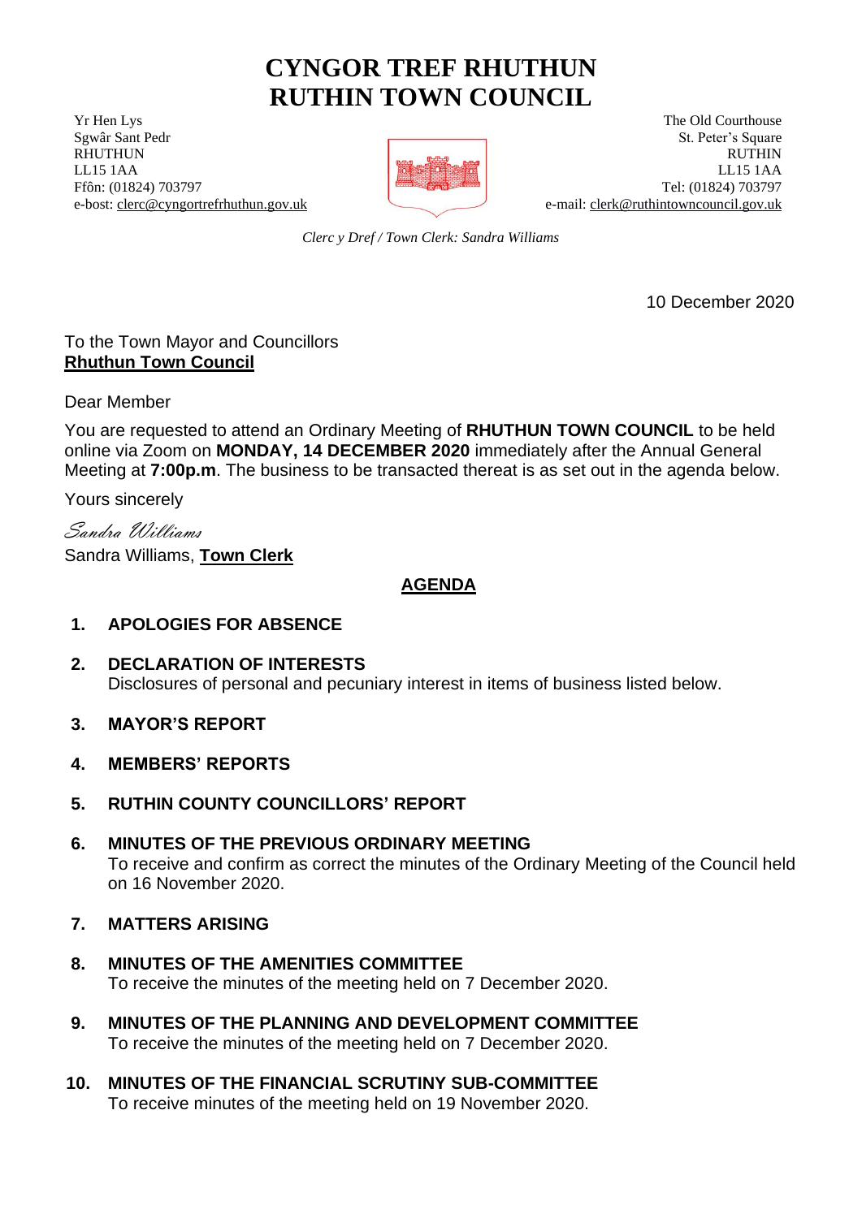# CYNGOR TREF RHUTHUN
# RUTHIN TOWN COUNCIL

Yr Hen Lys
Sgwâr Sant Pedr
RHUTHUN
LL15 1AA
Ffôn: (01824) 703797
e-bost: clerc@cyngortrefrhuthun.gov.uk

The Old Courthouse
St. Peter's Square
RUTHIN
LL15 1AA
Tel: (01824) 703797
e-mail: clerk@ruthintowncouncil.gov.uk

*Clerc y Dref / Town Clerk: Sandra Williams*

10 December 2020

To the Town Mayor and Councillors
**Rhuthun Town Council**

Dear Member

You are requested to attend an Ordinary Meeting of **RHUTHUN TOWN COUNCIL** to be held online via Zoom on **MONDAY, 14 DECEMBER 2020** immediately after the Annual General Meeting at **7:00p.m**. The business to be transacted thereat is as set out in the agenda below.

Yours sincerely

*Sandra Williams*

Sandra Williams, **Town Clerk**

## AGENDA

1. **APOLOGIES FOR ABSENCE**

2. **DECLARATION OF INTERESTS**
   Disclosures of personal and pecuniary interest in items of business listed below.

3. **MAYOR'S REPORT**

4. **MEMBERS' REPORTS**

5. **RUTHIN COUNTY COUNCILLORS' REPORT**

6. **MINUTES OF THE PREVIOUS ORDINARY MEETING**
   To receive and confirm as correct the minutes of the Ordinary Meeting of the Council held on 16 November 2020.

7. **MATTERS ARISING**

8. **MINUTES OF THE AMENITIES COMMITTEE**
   To receive the minutes of the meeting held on 7 December 2020.

9. **MINUTES OF THE PLANNING AND DEVELOPMENT COMMITTEE**
   To receive the minutes of the meeting held on 7 December 2020.

10. **MINUTES OF THE FINANCIAL SCRUTINY SUB-COMMITTEE**
    To receive minutes of the meeting held on 19 November 2020.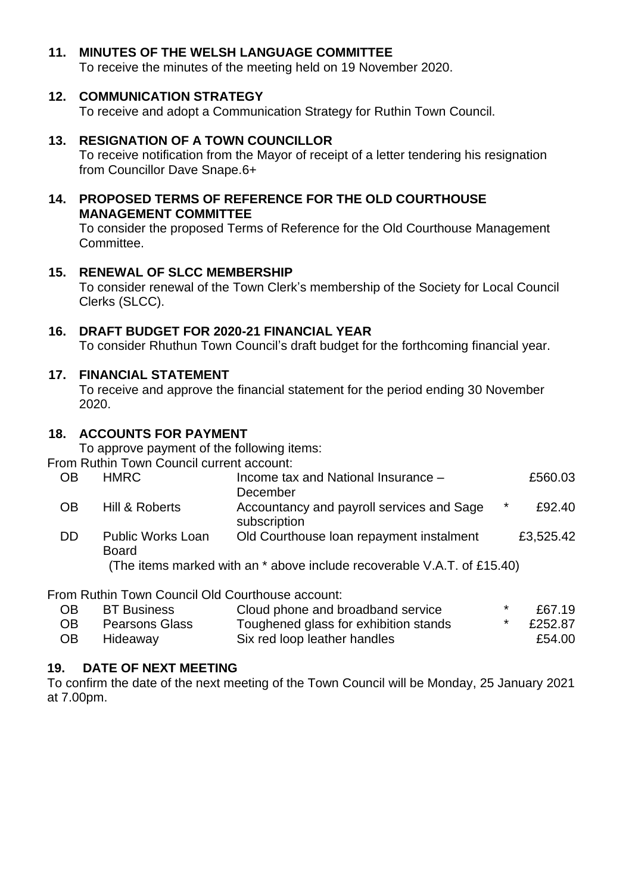## 11. MINUTES OF THE WELSH LANGUAGE COMMITTEE

To receive the minutes of the meeting held on 19 November 2020.

## 12. COMMUNICATION STRATEGY

To receive and adopt a Communication Strategy for Ruthin Town Council.

## 13. RESIGNATION OF A TOWN COUNCILLOR

To receive notification from the Mayor of receipt of a letter tendering his resignation from Councillor Dave Snape.6+

## 14. PROPOSED TERMS OF REFERENCE FOR THE OLD COURTHOUSE MANAGEMENT COMMITTEE

To consider the proposed Terms of Reference for the Old Courthouse Management Committee.

## 15. RENEWAL OF SLCC MEMBERSHIP

To consider renewal of the Town Clerk's membership of the Society for Local Council Clerks (SLCC).

## 16. DRAFT BUDGET FOR 2020-21 FINANCIAL YEAR

To consider Rhuthun Town Council's draft budget for the forthcoming financial year.

## 17. FINANCIAL STATEMENT

To receive and approve the financial statement for the period ending 30 November 2020.

## 18. ACCOUNTS FOR PAYMENT

To approve payment of the following items:

From Ruthin Town Council current account:

| | | | | |
|---|---|---|---|---|
| OB | HMRC | Income tax and National Insurance – December | | £560.03 |
| OB | Hill & Roberts | Accountancy and payroll services and Sage subscription | * | £92.40 |
| DD | Public Works Loan Board | Old Courthouse loan repayment instalment | | £3,525.42 |

(The items marked with an * above include recoverable V.A.T. of £15.40)

From Ruthin Town Council Old Courthouse account:

| | | | | |
|---|---|---|---|---|
| OB | BT Business | Cloud phone and broadband service | * | £67.19 |
| OB | Pearsons Glass | Toughened glass for exhibition stands | * | £252.87 |
| OB | Hideaway | Six red loop leather handles | | £54.00 |

## 19. DATE OF NEXT MEETING

To confirm the date of the next meeting of the Town Council will be Monday, 25 January 2021 at 7.00pm.